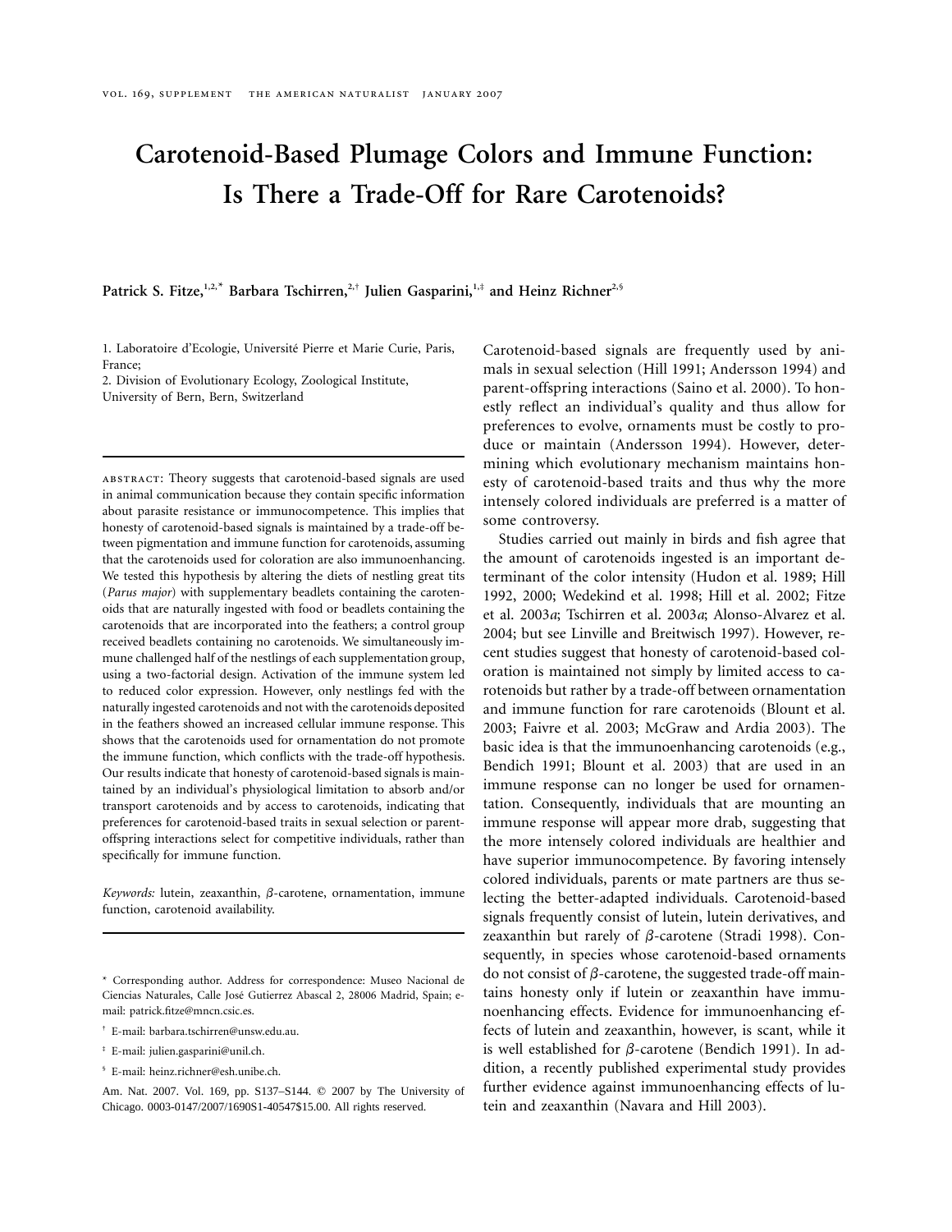# Carotenoid-Based Plumage Colors and Immune Function: Is There a Trade-Off for Rare Carotenoids?

**Patrick S. Fitze,[1,2,*] Barbara Tschirren,[2,†] Julien Gasparini,[1,‡] and Heinz Richner[2,§]**

1. Laboratoire d'Ecologie, Université Pierre et Marie Curie, Paris, France;
2. Division of Evolutionary Ecology, Zoological Institute, University of Bern, Bern, Switzerland

ABSTRACT: Theory suggests that carotenoid-based signals are used in animal communication because they contain specific information about parasite resistance or immunocompetence. This implies that honesty of carotenoid-based signals is maintained by a trade-off between pigmentation and immune function for carotenoids, assuming that the carotenoids used for coloration are also immunoenhancing. We tested this hypothesis by altering the diets of nestling great tits (*Parus major*) with supplementary beadlets containing the carotenoids that are naturally ingested with food or beadlets containing the carotenoids that are incorporated into the feathers; a control group received beadlets containing no carotenoids. We simultaneously immune challenged half of the nestlings of each supplementation group, using a two-factorial design. Activation of the immune system led to reduced color expression. However, only nestlings fed with the naturally ingested carotenoids and not with the carotenoids deposited in the feathers showed an increased cellular immune response. This shows that the carotenoids used for ornamentation do not promote the immune function, which conflicts with the trade-off hypothesis. Our results indicate that honesty of carotenoid-based signals is maintained by an individual's physiological limitation to absorb and/or transport carotenoids and by access to carotenoids, indicating that preferences for carotenoid-based traits in sexual selection or parent-offspring interactions select for competitive individuals, rather than specifically for immune function.

*Keywords:* lutein, zeaxanthin, β-carotene, ornamentation, immune function, carotenoid availability.

\* Corresponding author. Address for correspondence: Museo Nacional de Ciencias Naturales, Calle José Gutierrez Abascal 2, 28006 Madrid, Spain; e-mail: patrick.fitze@mncn.csic.es.

† E-mail: barbara.tschirren@unsw.edu.au.

‡ E-mail: julien.gasparini@unil.ch.

§ E-mail: heinz.richner@esh.unibe.ch.

Am. Nat. 2007. Vol. 169, pp. S137–S144. © 2007 by The University of Chicago. 0003-0147/2007/1690S1-40547$15.00. All rights reserved.

Carotenoid-based signals are frequently used by animals in sexual selection (Hill 1991; Andersson 1994) and parent-offspring interactions (Saino et al. 2000). To honestly reflect an individual's quality and thus allow for preferences to evolve, ornaments must be costly to produce or maintain (Andersson 1994). However, determining which evolutionary mechanism maintains honesty of carotenoid-based traits and thus why the more intensely colored individuals are preferred is a matter of some controversy.

Studies carried out mainly in birds and fish agree that the amount of carotenoids ingested is an important determinant of the color intensity (Hudon et al. 1989; Hill 1992, 2000; Wedekind et al. 1998; Hill et al. 2002; Fitze et al. 2003*a*; Tschirren et al. 2003*a*; Alonso-Alvarez et al. 2004; but see Linville and Breitwisch 1997). However, recent studies suggest that honesty of carotenoid-based coloration is maintained not simply by limited access to carotenoids but rather by a trade-off between ornamentation and immune function for rare carotenoids (Blount et al. 2003; Faivre et al. 2003; McGraw and Ardia 2003). The basic idea is that the immunoenhancing carotenoids (e.g., Bendich 1991; Blount et al. 2003) that are used in an immune response can no longer be used for ornamentation. Consequently, individuals that are mounting an immune response will appear more drab, suggesting that the more intensely colored individuals are healthier and have superior immunocompetence. By favoring intensely colored individuals, parents or mate partners are thus selecting the better-adapted individuals. Carotenoid-based signals frequently consist of lutein, lutein derivatives, and zeaxanthin but rarely of β-carotene (Stradi 1998). Consequently, in species whose carotenoid-based ornaments do not consist of β-carotene, the suggested trade-off maintains honesty only if lutein or zeaxanthin have immunoenhancing effects. Evidence for immunoenhancing effects of lutein and zeaxanthin, however, is scant, while it is well established for β-carotene (Bendich 1991). In addition, a recently published experimental study provides further evidence against immunoenhancing effects of lutein and zeaxanthin (Navara and Hill 2003).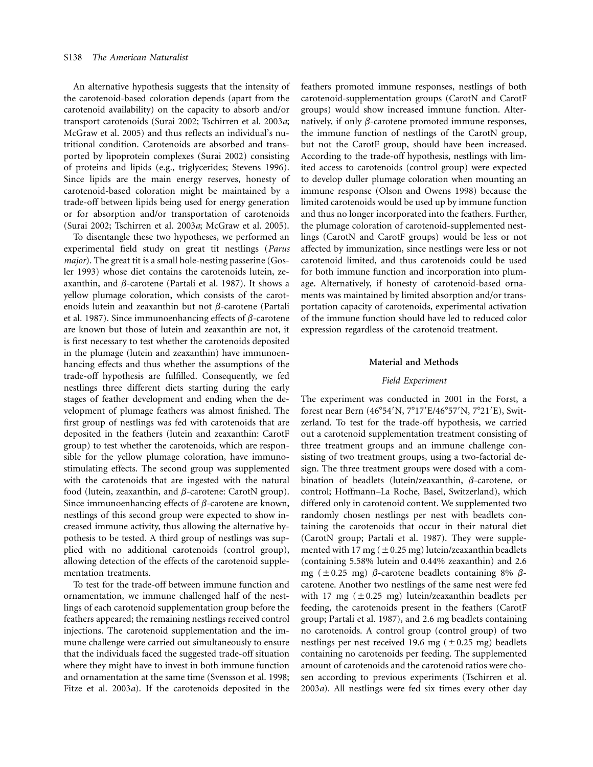An alternative hypothesis suggests that the intensity of the carotenoid-based coloration depends (apart from the carotenoid availability) on the capacity to absorb and/or transport carotenoids (Surai 2002; Tschirren et al. 2003*a*; McGraw et al. 2005) and thus reflects an individual's nutritional condition. Carotenoids are absorbed and transported by lipoprotein complexes (Surai 2002) consisting of proteins and lipids (e.g., triglycerides; Stevens 1996). Since lipids are the main energy reserves, honesty of carotenoid-based coloration might be maintained by a trade-off between lipids being used for energy generation or for absorption and/or transportation of carotenoids (Surai 2002; Tschirren et al. 2003*a*; McGraw et al. 2005).

To disentangle these two hypotheses, we performed an experimental field study on great tit nestlings (*Parus major*). The great tit is a small hole-nesting passerine (Gosler 1993) whose diet contains the carotenoids lutein, zeaxanthin, and β-carotene (Partali et al. 1987). It shows a yellow plumage coloration, which consists of the carotenoids lutein and zeaxanthin but not β-carotene (Partali et al. 1987). Since immunoenhancing effects of β-carotene are known but those of lutein and zeaxanthin are not, it is first necessary to test whether the carotenoids deposited in the plumage (lutein and zeaxanthin) have immunoenhancing effects and thus whether the assumptions of the trade-off hypothesis are fulfilled. Consequently, we fed nestlings three different diets starting during the early stages of feather development and ending when the development of plumage feathers was almost finished. The first group of nestlings was fed with carotenoids that are deposited in the feathers (lutein and zeaxanthin: CarotF group) to test whether the carotenoids, which are responsible for the yellow plumage coloration, have immunostimulating effects. The second group was supplemented with the carotenoids that are ingested with the natural food (lutein, zeaxanthin, and β-carotene: CarotN group). Since immunoenhancing effects of β-carotene are known, nestlings of this second group were expected to show increased immune activity, thus allowing the alternative hypothesis to be tested. A third group of nestlings was supplied with no additional carotenoids (control group), allowing detection of the effects of the carotenoid supplementation treatments.

To test for the trade-off between immune function and ornamentation, we immune challenged half of the nestlings of each carotenoid supplementation group before the feathers appeared; the remaining nestlings received control injections. The carotenoid supplementation and the immune challenge were carried out simultaneously to ensure that the individuals faced the suggested trade-off situation where they might have to invest in both immune function and ornamentation at the same time (Svensson et al. 1998; Fitze et al. 2003*a*). If the carotenoids deposited in the feathers promoted immune responses, nestlings of both carotenoid-supplementation groups (CarotN and CarotF groups) would show increased immune function. Alternatively, if only β-carotene promoted immune responses, the immune function of nestlings of the CarotN group, but not the CarotF group, should have been increased. According to the trade-off hypothesis, nestlings with limited access to carotenoids (control group) were expected to develop duller plumage coloration when mounting an immune response (Olson and Owens 1998) because the limited carotenoids would be used up by immune function and thus no longer incorporated into the feathers. Further, the plumage coloration of carotenoid-supplemented nestlings (CarotN and CarotF groups) would be less or not affected by immunization, since nestlings were less or not carotenoid limited, and thus carotenoids could be used for both immune function and incorporation into plumage. Alternatively, if honesty of carotenoid-based ornaments was maintained by limited absorption and/or transportation capacity of carotenoids, experimental activation of the immune function should have led to reduced color expression regardless of the carotenoid treatment.

## Material and Methods

### Field Experiment

The experiment was conducted in 2001 in the Forst, a forest near Bern (46°54′N, 7°17′E/46°57′N, 7°21′E), Switzerland. To test for the trade-off hypothesis, we carried out a carotenoid supplementation treatment consisting of three treatment groups and an immune challenge consisting of two treatment groups, using a two-factorial design. The three treatment groups were dosed with a combination of beadlets (lutein/zeaxanthin, β-carotene, or control; Hoffmann–La Roche, Basel, Switzerland), which differed only in carotenoid content. We supplemented two randomly chosen nestlings per nest with beadlets containing the carotenoids that occur in their natural diet (CarotN group; Partali et al. 1987). They were supplemented with 17 mg ($\pm 0.25$ mg) lutein/zeaxanthin beadlets (containing 5.58% lutein and 0.44% zeaxanthin) and 2.6 mg ($\pm 0.25$ mg) β-carotene beadlets containing 8% β-carotene. Another two nestlings of the same nest were fed with 17 mg ($\pm 0.25$ mg) lutein/zeaxanthin beadlets per feeding, the carotenoids present in the feathers (CarotF group; Partali et al. 1987), and 2.6 mg beadlets containing no carotenoids. A control group (control group) of two nestlings per nest received 19.6 mg ($\pm 0.25$ mg) beadlets containing no carotenoids per feeding. The supplemented amount of carotenoids and the carotenoid ratios were chosen according to previous experiments (Tschirren et al. 2003*a*). All nestlings were fed six times every other day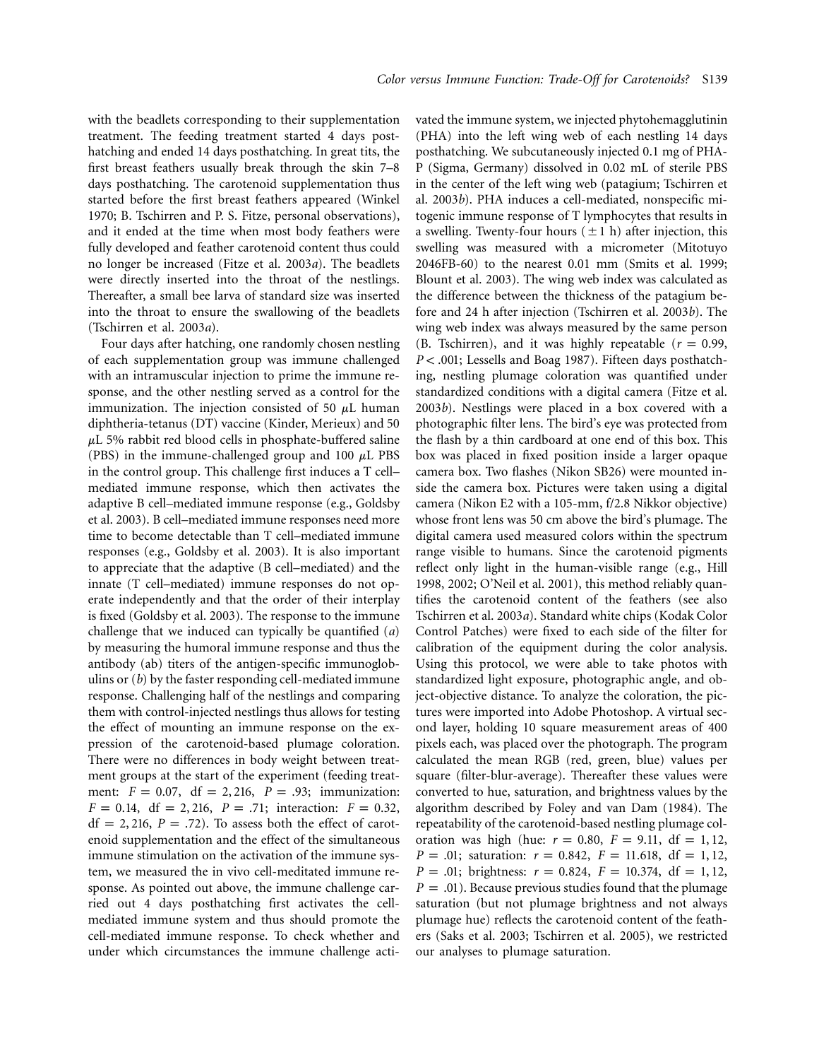with the beadlets corresponding to their supplementation treatment. The feeding treatment started 4 days posthatching and ended 14 days posthatching. In great tits, the first breast feathers usually break through the skin 7–8 days posthatching. The carotenoid supplementation thus started before the first breast feathers appeared (Winkel 1970; B. Tschirren and P. S. Fitze, personal observations), and it ended at the time when most body feathers were fully developed and feather carotenoid content thus could no longer be increased (Fitze et al. 2003*a*). The beadlets were directly inserted into the throat of the nestlings. Thereafter, a small bee larva of standard size was inserted into the throat to ensure the swallowing of the beadlets (Tschirren et al. 2003*a*).

Four days after hatching, one randomly chosen nestling of each supplementation group was immune challenged with an intramuscular injection to prime the immune response, and the other nestling served as a control for the immunization. The injection consisted of 50 $\mu$L human diphtheria-tetanus (DT) vaccine (Kinder, Merieux) and 50 $\mu$L 5% rabbit red blood cells in phosphate-buffered saline (PBS) in the immune-challenged group and 100 $\mu$L PBS in the control group. This challenge first induces a T cell–mediated immune response, which then activates the adaptive B cell–mediated immune response (e.g., Goldsby et al. 2003). B cell–mediated immune responses need more time to become detectable than T cell–mediated immune responses (e.g., Goldsby et al. 2003). It is also important to appreciate that the adaptive (B cell–mediated) and the innate (T cell–mediated) immune responses do not operate independently and that the order of their interplay is fixed (Goldsby et al. 2003). The response to the immune challenge that we induced can typically be quantified (*a*) by measuring the humoral immune response and thus the antibody (ab) titers of the antigen-specific immunoglobulins or (*b*) by the faster responding cell-mediated immune response. Challenging half of the nestlings and comparing them with control-injected nestlings thus allows for testing the effect of mounting an immune response on the expression of the carotenoid-based plumage coloration. There were no differences in body weight between treatment groups at the start of the experiment (feeding treatment: $F = 0.07$, $\mathrm{df} = 2, 216$, $P = .93$; immunization: $F = 0.14$, $\mathrm{df} = 2, 216$, $P = .71$; interaction: $F = 0.32$, $\mathrm{df} = 2, 216$, $P = .72$). To assess both the effect of carotenoid supplementation and the effect of the simultaneous immune stimulation on the activation of the immune system, we measured the in vivo cell-meditated immune response. As pointed out above, the immune challenge carried out 4 days posthatching first activates the cell-mediated immune system and thus should promote the cell-mediated immune response. To check whether and under which circumstances the immune challenge activated the immune system, we injected phytohemagglutinin (PHA) into the left wing web of each nestling 14 days posthatching. We subcutaneously injected 0.1 mg of PHA-P (Sigma, Germany) dissolved in 0.02 mL of sterile PBS in the center of the left wing web (patagium; Tschirren et al. 2003*b*). PHA induces a cell-mediated, nonspecific mitogenic immune response of T lymphocytes that results in a swelling. Twenty-four hours ($\pm 1$ h) after injection, this swelling was measured with a micrometer (Mitotuyo 2046FB-60) to the nearest 0.01 mm (Smits et al. 1999; Blount et al. 2003). The wing web index was calculated as the difference between the thickness of the patagium before and 24 h after injection (Tschirren et al. 2003*b*). The wing web index was always measured by the same person (B. Tschirren), and it was highly repeatable ($r = 0.99$, $P < .001$; Lessells and Boag 1987). Fifteen days posthatching, nestling plumage coloration was quantified under standardized conditions with a digital camera (Fitze et al. 2003*b*). Nestlings were placed in a box covered with a photographic filter lens. The bird's eye was protected from the flash by a thin cardboard at one end of this box. This box was placed in fixed position inside a larger opaque camera box. Two flashes (Nikon SB26) were mounted inside the camera box. Pictures were taken using a digital camera (Nikon E2 with a 105-mm, f/2.8 Nikkor objective) whose front lens was 50 cm above the bird's plumage. The digital camera used measured colors within the spectrum range visible to humans. Since the carotenoid pigments reflect only light in the human-visible range (e.g., Hill 1998, 2002; O'Neil et al. 2001), this method reliably quantifies the carotenoid content of the feathers (see also Tschirren et al. 2003*a*). Standard white chips (Kodak Color Control Patches) were fixed to each side of the filter for calibration of the equipment during the color analysis. Using this protocol, we were able to take photos with standardized light exposure, photographic angle, and object-objective distance. To analyze the coloration, the pictures were imported into Adobe Photoshop. A virtual second layer, holding 10 square measurement areas of 400 pixels each, was placed over the photograph. The program calculated the mean RGB (red, green, blue) values per square (filter-blur-average). Thereafter these values were converted to hue, saturation, and brightness values by the algorithm described by Foley and van Dam (1984). The repeatability of the carotenoid-based nestling plumage coloration was high (hue: $r = 0.80$, $F = 9.11$, $\mathrm{df} = 1, 12$, $P = .01$; saturation: $r = 0.842$, $F = 11.618$, $\mathrm{df} = 1, 12$, $P = .01$; brightness: $r = 0.824$, $F = 10.374$, $\mathrm{df} = 1, 12$, $P = .01$). Because previous studies found that the plumage saturation (but not plumage brightness and not always plumage hue) reflects the carotenoid content of the feathers (Saks et al. 2003; Tschirren et al. 2005), we restricted our analyses to plumage saturation.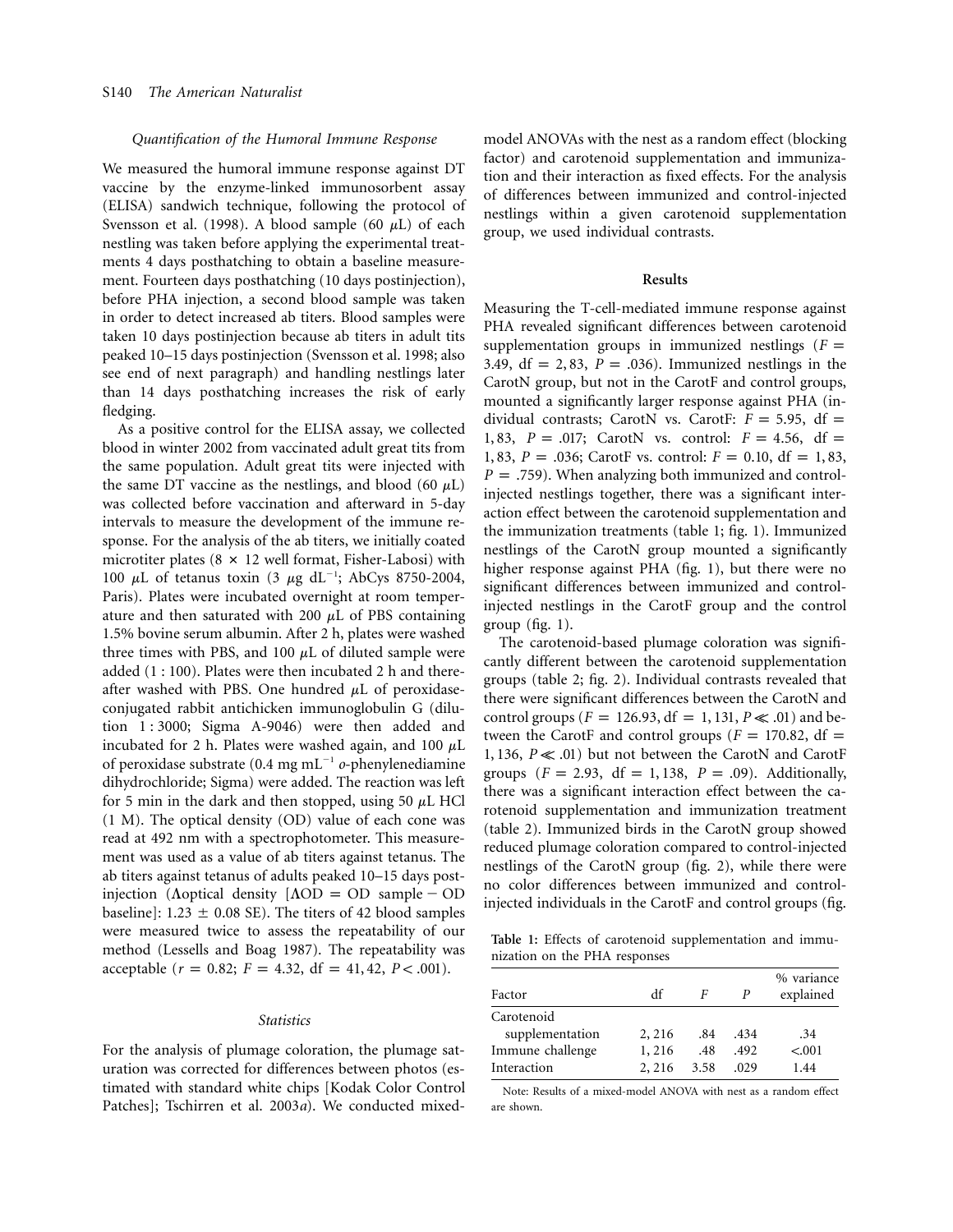### *Quantification of the Humoral Immune Response*

We measured the humoral immune response against DT vaccine by the enzyme-linked immunosorbent assay (ELISA) sandwich technique, following the protocol of Svensson et al. (1998). A blood sample (60 $\mu$L) of each nestling was taken before applying the experimental treatments 4 days posthatching to obtain a baseline measurement. Fourteen days posthatching (10 days postinjection), before PHA injection, a second blood sample was taken in order to detect increased ab titers. Blood samples were taken 10 days postinjection because ab titers in adult tits peaked 10–15 days postinjection (Svensson et al. 1998; also see end of next paragraph) and handling nestlings later than 14 days posthatching increases the risk of early fledging.

As a positive control for the ELISA assay, we collected blood in winter 2002 from vaccinated adult great tits from the same population. Adult great tits were injected with the same DT vaccine as the nestlings, and blood (60 $\mu$L) was collected before vaccination and afterward in 5-day intervals to measure the development of the immune response. For the analysis of the ab titers, we initially coated microtiter plates ($8 \times 12$ well format, Fisher-Labosi) with 100 $\mu$L of tetanus toxin (3 $\mu$g dL$^{-1}$; AbCys 8750-2004, Paris). Plates were incubated overnight at room temperature and then saturated with 200 $\mu$L of PBS containing 1.5% bovine serum albumin. After 2 h, plates were washed three times with PBS, and 100 $\mu$L of diluted sample were added (1 : 100). Plates were then incubated 2 h and thereafter washed with PBS. One hundred $\mu$L of peroxidase-conjugated rabbit antichicken immunoglobulin G (dilution 1 : 3000; Sigma A-9046) were then added and incubated for 2 h. Plates were washed again, and 100 $\mu$L of peroxidase substrate (0.4 mg mL$^{-1}$ *o*-phenylenediamine dihydrochloride; Sigma) were added. The reaction was left for 5 min in the dark and then stopped, using 50 $\mu$L HCl (1 M). The optical density (OD) value of each cone was read at 492 nm with a spectrophotometer. This measurement was used as a value of ab titers against tetanus. The ab titers against tetanus of adults peaked 10–15 days postinjection ($\Lambda$optical density [$\Lambda$OD = OD sample − OD baseline]: $1.23 \pm 0.08$ SE). The titers of 42 blood samples were measured twice to assess the repeatability of our method (Lessells and Boag 1987). The repeatability was acceptable ($r = 0.82$; $F = 4.32$, df = 41, 42, $P < .001$).

### *Statistics*

For the analysis of plumage coloration, the plumage saturation was corrected for differences between photos (estimated with standard white chips [Kodak Color Control Patches]; Tschirren et al. 2003*a*). We conducted mixed-model ANOVAs with the nest as a random effect (blocking factor) and carotenoid supplementation and immunization and their interaction as fixed effects. For the analysis of differences between immunized and control-injected nestlings within a given carotenoid supplementation group, we used individual contrasts.

## Results

Measuring the T-cell-mediated immune response against PHA revealed significant differences between carotenoid supplementation groups in immunized nestlings ($F = 3.49$, df = 2, 83, $P = .036$). Immunized nestlings in the CarotN group, but not in the CarotF and control groups, mounted a significantly larger response against PHA (individual contrasts; CarotN vs. CarotF: $F = 5.95$, df = 1, 83, $P = .017$; CarotN vs. control: $F = 4.56$, df = 1, 83, $P = .036$; CarotF vs. control: $F = 0.10$, df = 1, 83, $P = .759$). When analyzing both immunized and control-injected nestlings together, there was a significant interaction effect between the carotenoid supplementation and the immunization treatments (table 1; fig. 1). Immunized nestlings of the CarotN group mounted a significantly higher response against PHA (fig. 1), but there were no significant differences between immunized and control-injected nestlings in the CarotF group and the control group (fig. 1).

The carotenoid-based plumage coloration was significantly different between the carotenoid supplementation groups (table 2; fig. 2). Individual contrasts revealed that there were significant differences between the CarotN and control groups ($F = 126.93$, df = 1, 131, $P \ll .01$) and between the CarotF and control groups ($F = 170.82$, df = 1, 136, $P \ll .01$) but not between the CarotN and CarotF groups ($F = 2.93$, df = 1, 138, $P = .09$). Additionally, there was a significant interaction effect between the carotenoid supplementation and immunization treatment (table 2). Immunized birds in the CarotN group showed reduced plumage coloration compared to control-injected nestlings of the CarotN group (fig. 2), while there were no color differences between immunized and control-injected individuals in the CarotF and control groups (fig.

**Table 1:** Effects of carotenoid supplementation and immunization on the PHA responses

| Factor | df | *F* | *P* | % variance explained |
|---|---|---|---|---|
| Carotenoid supplementation | 2, 216 | .84 | .434 | .34 |
| Immune challenge | 1, 216 | .48 | .492 | <.001 |
| Interaction | 2, 216 | 3.58 | .029 | 1.44 |

Note: Results of a mixed-model ANOVA with nest as a random effect are shown.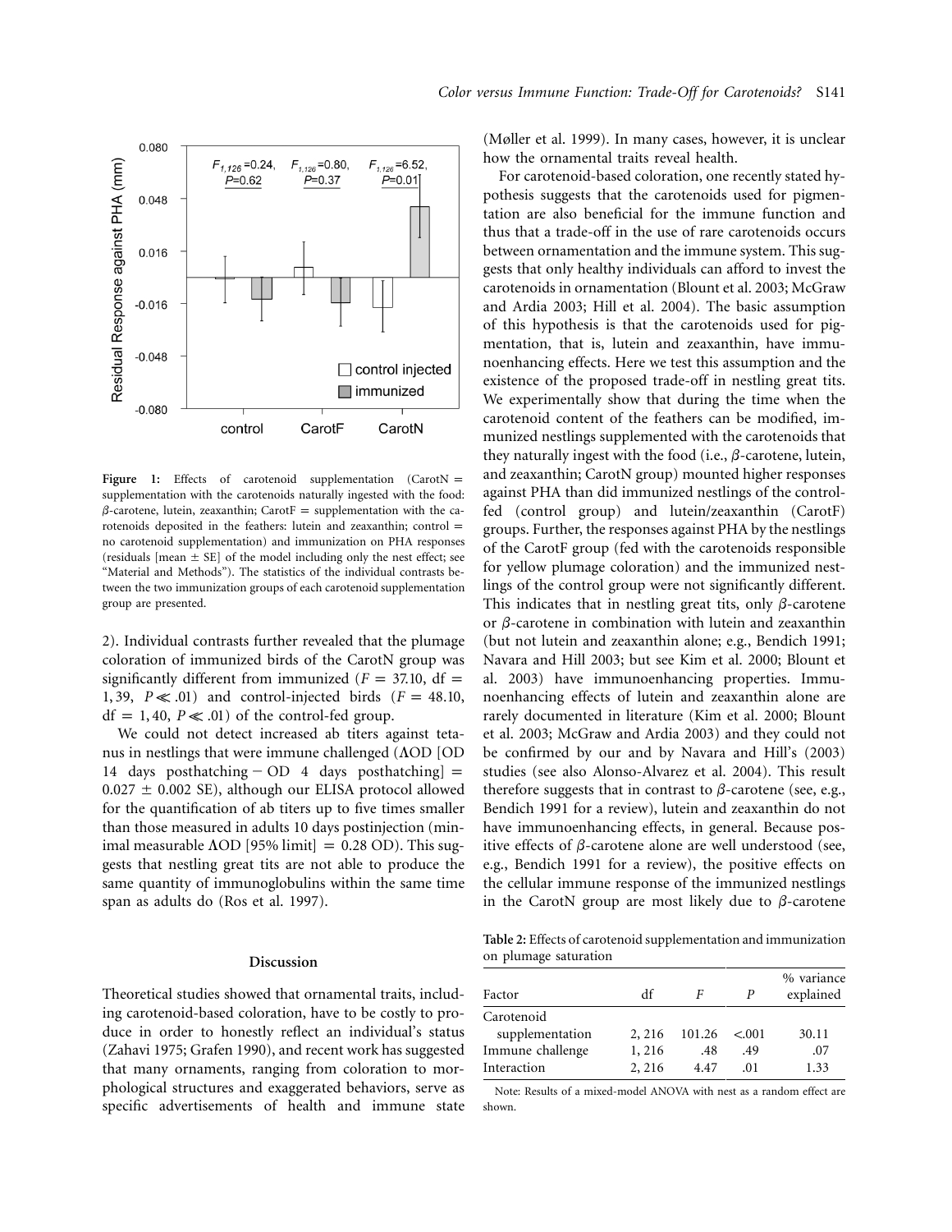Figure 1: Effects of carotenoid supplementation (CarotN = supplementation with the carotenoids naturally ingested with the food: $\beta$-carotene, lutein, zeaxanthin; CarotF = supplementation with the carotenoids deposited in the feathers: lutein and zeaxanthin; control = no carotenoid supplementation) and immunization on PHA responses (residuals [mean ± SE] of the model including only the nest effect; see "Material and Methods"). The statistics of the individual contrasts between the two immunization groups of each carotenoid supplementation group are presented.

2). Individual contrasts further revealed that the plumage coloration of immunized birds of the CarotN group was significantly different from immunized ($F = 37.10$, df = 1, 39, $P \ll .01$) and control-injected birds ($F = 48.10$, df = 1, 40, $P \ll .01$) of the control-fed group.

We could not detect increased ab titers against tetanus in nestlings that were immune challenged ($\Delta$OD [OD 14 days posthatching − OD 4 days posthatching] = 0.027 ± 0.002 SE), although our ELISA protocol allowed for the quantification of ab titers up to five times smaller than those measured in adults 10 days postinjection (minimal measurable $\Delta$OD [95% limit] = 0.28 OD). This suggests that nestling great tits are not able to produce the same quantity of immunoglobulins within the same time span as adults do (Ros et al. 1997).

## Discussion

Theoretical studies showed that ornamental traits, including carotenoid-based coloration, have to be costly to produce in order to honestly reflect an individual's status (Zahavi 1975; Grafen 1990), and recent work has suggested that many ornaments, ranging from coloration to morphological structures and exaggerated behaviors, serve as specific advertisements of health and immune state (Møller et al. 1999). In many cases, however, it is unclear how the ornamental traits reveal health.

For carotenoid-based coloration, one recently stated hypothesis suggests that the carotenoids used for pigmentation are also beneficial for the immune function and thus that a trade-off in the use of rare carotenoids occurs between ornamentation and the immune system. This suggests that only healthy individuals can afford to invest the carotenoids in ornamentation (Blount et al. 2003; McGraw and Ardia 2003; Hill et al. 2004). The basic assumption of this hypothesis is that the carotenoids used for pigmentation, that is, lutein and zeaxanthin, have immunoenhancing effects. Here we test this assumption and the existence of the proposed trade-off in nestling great tits. We experimentally show that during the time when the carotenoid content of the feathers can be modified, immunized nestlings supplemented with the carotenoids that they naturally ingest with the food (i.e., $\beta$-carotene, lutein, and zeaxanthin; CarotN group) mounted higher responses against PHA than did immunized nestlings of the control-fed (control group) and lutein/zeaxanthin (CarotF) groups. Further, the responses against PHA by the nestlings of the CarotF group (fed with the carotenoids responsible for yellow plumage coloration) and the immunized nestlings of the control group were not significantly different. This indicates that in nestling great tits, only $\beta$-carotene or $\beta$-carotene in combination with lutein and zeaxanthin (but not lutein and zeaxanthin alone; e.g., Bendich 1991; Navara and Hill 2003; but see Kim et al. 2000; Blount et al. 2003) have immunoenhancing properties. Immunoenhancing effects of lutein and zeaxanthin alone are rarely documented in literature (Kim et al. 2000; Blount et al. 2003; McGraw and Ardia 2003) and they could not be confirmed by our and by Navara and Hill's (2003) studies (see also Alonso-Alvarez et al. 2004). This result therefore suggests that in contrast to $\beta$-carotene (see, e.g., Bendich 1991 for a review), lutein and zeaxanthin do not have immunoenhancing effects, in general. Because positive effects of $\beta$-carotene alone are well understood (see, e.g., Bendich 1991 for a review), the positive effects on the cellular immune response of the immunized nestlings in the CarotN group are most likely due to $\beta$-carotene

**Table 2:** Effects of carotenoid supplementation and immunization on plumage saturation

| Factor | df | $F$ | $P$ | % variance explained |
|---|---|---|---|---|
| Carotenoid supplementation | 2, 216 | 101.26 | <.001 | 30.11 |
| Immune challenge | 1, 216 | .48 | .49 | .07 |
| Interaction | 2, 216 | 4.47 | .01 | 1.33 |

Note: Results of a mixed-model ANOVA with nest as a random effect are shown.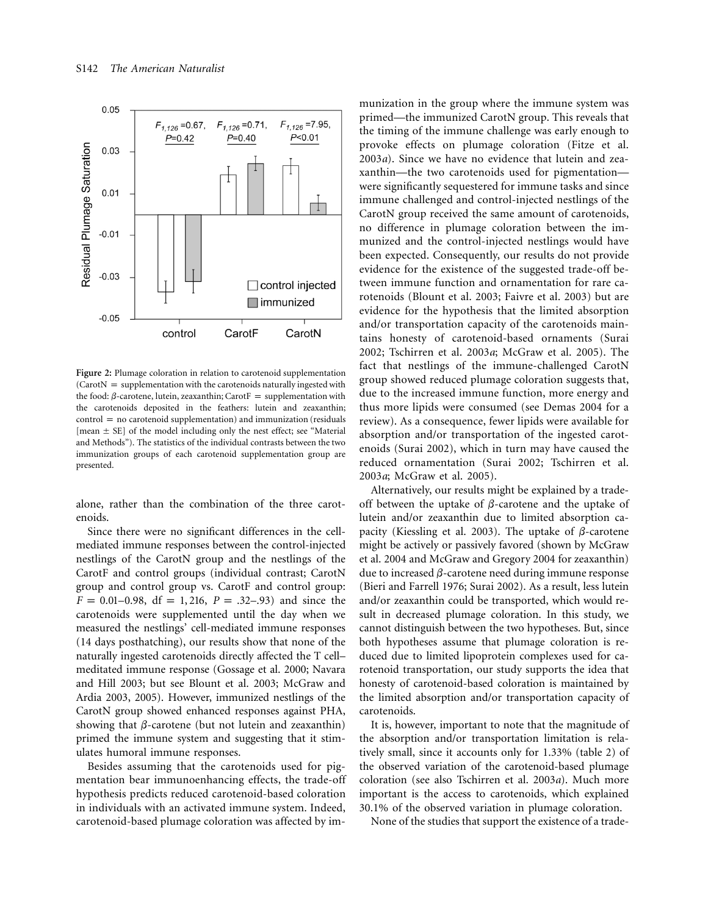**Figure 2:** Plumage coloration in relation to carotenoid supplementation (CarotN = supplementation with the carotenoids naturally ingested with the food: β-carotene, lutein, zeaxanthin; CarotF = supplementation with the carotenoids deposited in the feathers: lutein and zeaxanthin; control = no carotenoid supplementation) and immunization (residuals [mean ± SE] of the model including only the nest effect; see "Material and Methods"). The statistics of the individual contrasts between the two immunization groups of each carotenoid supplementation group are presented.

alone, rather than the combination of the three carotenoids.

Since there were no significant differences in the cell-mediated immune responses between the control-injected nestlings of the CarotN group and the nestlings of the CarotF and control groups (individual contrast; CarotN group and control group vs. CarotF and control group: $F = 0.01$–$0.98$, $\mathrm{df} = 1, 216$, $P = .32$–$.93$) and since the carotenoids were supplemented until the day when we measured the nestlings' cell-mediated immune responses (14 days posthatching), our results show that none of the naturally ingested carotenoids directly affected the T cell–meditated immune response (Gossage et al. 2000; Navara and Hill 2003; but see Blount et al. 2003; McGraw and Ardia 2003, 2005). However, immunized nestlings of the CarotN group showed enhanced responses against PHA, showing that β-carotene (but not lutein and zeaxanthin) primed the immune system and suggesting that it stimulates humoral immune responses.

Besides assuming that the carotenoids used for pigmentation bear immunoenhancing effects, the trade-off hypothesis predicts reduced carotenoid-based coloration in individuals with an activated immune system. Indeed, carotenoid-based plumage coloration was affected by immunization in the group where the immune system was primed—the immunized CarotN group. This reveals that the timing of the immune challenge was early enough to provoke effects on plumage coloration (Fitze et al. 2003*a*). Since we have no evidence that lutein and zeaxanthin—the two carotenoids used for pigmentation—were significantly sequestered for immune tasks and since immune challenged and control-injected nestlings of the CarotN group received the same amount of carotenoids, no difference in plumage coloration between the immunized and the control-injected nestlings would have been expected. Consequently, our results do not provide evidence for the existence of the suggested trade-off between immune function and ornamentation for rare carotenoids (Blount et al. 2003; Faivre et al. 2003) but are evidence for the hypothesis that the limited absorption and/or transportation capacity of the carotenoids maintains honesty of carotenoid-based ornaments (Surai 2002; Tschirren et al. 2003*a*; McGraw et al. 2005). The fact that nestlings of the immune-challenged CarotN group showed reduced plumage coloration suggests that, due to the increased immune function, more energy and thus more lipids were consumed (see Demas 2004 for a review). As a consequence, fewer lipids were available for absorption and/or transportation of the ingested carotenoids (Surai 2002), which in turn may have caused the reduced ornamentation (Surai 2002; Tschirren et al. 2003*a*; McGraw et al. 2005).

Alternatively, our results might be explained by a trade-off between the uptake of β-carotene and the uptake of lutein and/or zeaxanthin due to limited absorption capacity (Kiessling et al. 2003). The uptake of β-carotene might be actively or passively favored (shown by McGraw et al. 2004 and McGraw and Gregory 2004 for zeaxanthin) due to increased β-carotene need during immune response (Bieri and Farrell 1976; Surai 2002). As a result, less lutein and/or zeaxanthin could be transported, which would result in decreased plumage coloration. In this study, we cannot distinguish between the two hypotheses. But, since both hypotheses assume that plumage coloration is reduced due to limited lipoprotein complexes used for carotenoid transportation, our study supports the idea that honesty of carotenoid-based coloration is maintained by the limited absorption and/or transportation capacity of carotenoids.

It is, however, important to note that the magnitude of the absorption and/or transportation limitation is relatively small, since it accounts only for 1.33% (table 2) of the observed variation of the carotenoid-based plumage coloration (see also Tschirren et al. 2003*a*). Much more important is the access to carotenoids, which explained 30.1% of the observed variation in plumage coloration.

None of the studies that support the existence of a trade-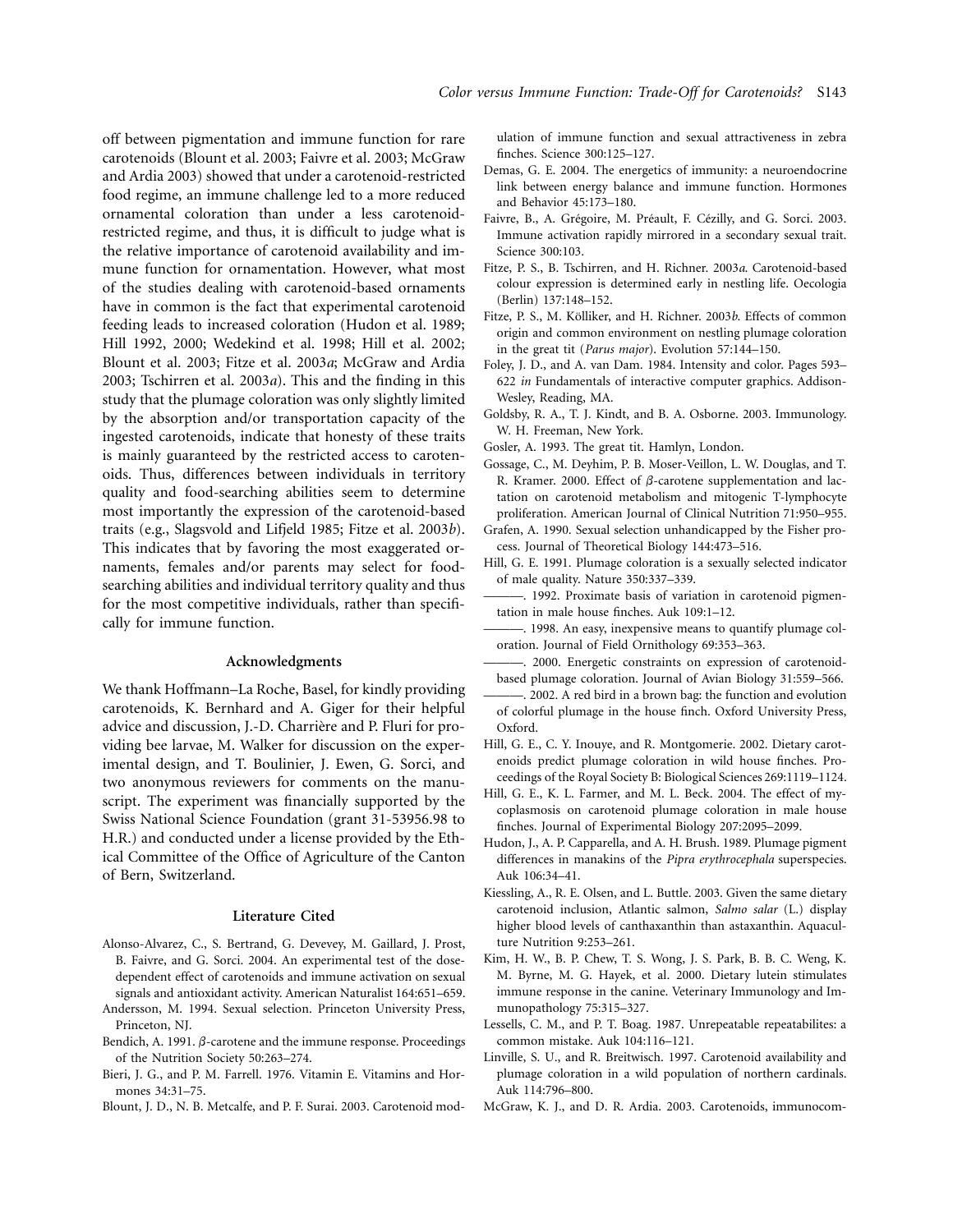off between pigmentation and immune function for rare carotenoids (Blount et al. 2003; Faivre et al. 2003; McGraw and Ardia 2003) showed that under a carotenoid-restricted food regime, an immune challenge led to a more reduced ornamental coloration than under a less carotenoid-restricted regime, and thus, it is difficult to judge what is the relative importance of carotenoid availability and immune function for ornamentation. However, what most of the studies dealing with carotenoid-based ornaments have in common is the fact that experimental carotenoid feeding leads to increased coloration (Hudon et al. 1989; Hill 1992, 2000; Wedekind et al. 1998; Hill et al. 2002; Blount et al. 2003; Fitze et al. 2003*a*; McGraw and Ardia 2003; Tschirren et al. 2003*a*). This and the finding in this study that the plumage coloration was only slightly limited by the absorption and/or transportation capacity of the ingested carotenoids, indicate that honesty of these traits is mainly guaranteed by the restricted access to carotenoids. Thus, differences between individuals in territory quality and food-searching abilities seem to determine most importantly the expression of the carotenoid-based traits (e.g., Slagsvold and Lifjeld 1985; Fitze et al. 2003*b*). This indicates that by favoring the most exaggerated ornaments, females and/or parents may select for food-searching abilities and individual territory quality and thus for the most competitive individuals, rather than specifically for immune function.

## Acknowledgments

We thank Hoffmann–La Roche, Basel, for kindly providing carotenoids, K. Bernhard and A. Giger for their helpful advice and discussion, J.-D. Charrière and P. Fluri for providing bee larvae, M. Walker for discussion on the experimental design, and T. Boulinier, J. Ewen, G. Sorci, and two anonymous reviewers for comments on the manuscript. The experiment was financially supported by the Swiss National Science Foundation (grant 31-53956.98 to H.R.) and conducted under a license provided by the Ethical Committee of the Office of Agriculture of the Canton of Bern, Switzerland.

## Literature Cited

Alonso-Alvarez, C., S. Bertrand, G. Devevey, M. Gaillard, J. Prost, B. Faivre, and G. Sorci. 2004. An experimental test of the dose-dependent effect of carotenoids and immune activation on sexual signals and antioxidant activity. American Naturalist 164:651–659.

Andersson, M. 1994. Sexual selection. Princeton University Press, Princeton, NJ.

Bendich, A. 1991. β-carotene and the immune response. Proceedings of the Nutrition Society 50:263–274.

Bieri, J. G., and P. M. Farrell. 1976. Vitamin E. Vitamins and Hormones 34:31–75.

Blount, J. D., N. B. Metcalfe, and P. F. Surai. 2003. Carotenoid modulation of immune function and sexual attractiveness in zebra finches. Science 300:125–127.

Demas, G. E. 2004. The energetics of immunity: a neuroendocrine link between energy balance and immune function. Hormones and Behavior 45:173–180.

Faivre, B., A. Grégoire, M. Préault, F. Cézilly, and G. Sorci. 2003. Immune activation rapidly mirrored in a secondary sexual trait. Science 300:103.

Fitze, P. S., B. Tschirren, and H. Richner. 2003*a*. Carotenoid-based colour expression is determined early in nestling life. Oecologia (Berlin) 137:148–152.

Fitze, P. S., M. Kölliker, and H. Richner. 2003*b*. Effects of common origin and common environment on nestling plumage coloration in the great tit (*Parus major*). Evolution 57:144–150.

Foley, J. D., and A. van Dam. 1984. Intensity and color. Pages 593–622 *in* Fundamentals of interactive computer graphics. Addison-Wesley, Reading, MA.

Goldsby, R. A., T. J. Kindt, and B. A. Osborne. 2003. Immunology. W. H. Freeman, New York.

Gosler, A. 1993. The great tit. Hamlyn, London.

Gossage, C., M. Deyhim, P. B. Moser-Veillon, L. W. Douglas, and T. R. Kramer. 2000. Effect of β-carotene supplementation and lactation on carotenoid metabolism and mitogenic T-lymphocyte proliferation. American Journal of Clinical Nutrition 71:950–955.

Grafen, A. 1990. Sexual selection unhandicapped by the Fisher process. Journal of Theoretical Biology 144:473–516.

Hill, G. E. 1991. Plumage coloration is a sexually selected indicator of male quality. Nature 350:337–339.

———. 1992. Proximate basis of variation in carotenoid pigmentation in male house finches. Auk 109:1–12.

———. 1998. An easy, inexpensive means to quantify plumage coloration. Journal of Field Ornithology 69:353–363.

———. 2000. Energetic constraints on expression of carotenoid-based plumage coloration. Journal of Avian Biology 31:559–566.

———. 2002. A red bird in a brown bag: the function and evolution of colorful plumage in the house finch. Oxford University Press, Oxford.

Hill, G. E., C. Y. Inouye, and R. Montgomerie. 2002. Dietary carotenoids predict plumage coloration in wild house finches. Proceedings of the Royal Society B: Biological Sciences 269:1119–1124.

Hill, G. E., K. L. Farmer, and M. L. Beck. 2004. The effect of mycoplasmosis on carotenoid plumage coloration in male house finches. Journal of Experimental Biology 207:2095–2099.

Hudon, J., A. P. Capparella, and A. H. Brush. 1989. Plumage pigment differences in manakins of the *Pipra erythrocephala* superspecies. Auk 106:34–41.

Kiessling, A., R. E. Olsen, and L. Buttle. 2003. Given the same dietary carotenoid inclusion, Atlantic salmon, *Salmo salar* (L.) display higher blood levels of canthaxanthin than astaxanthin. Aquaculture Nutrition 9:253–261.

Kim, H. W., B. P. Chew, T. S. Wong, J. S. Park, B. B. C. Weng, K. M. Byrne, M. G. Hayek, et al. 2000. Dietary lutein stimulates immune response in the canine. Veterinary Immunology and Immunopathology 75:315–327.

Lessells, C. M., and P. T. Boag. 1987. Unrepeatable repeatabilites: a common mistake. Auk 104:116–121.

Linville, S. U., and R. Breitwisch. 1997. Carotenoid availability and plumage coloration in a wild population of northern cardinals. Auk 114:796–800.

McGraw, K. J., and D. R. Ardia. 2003. Carotenoids, immunocom-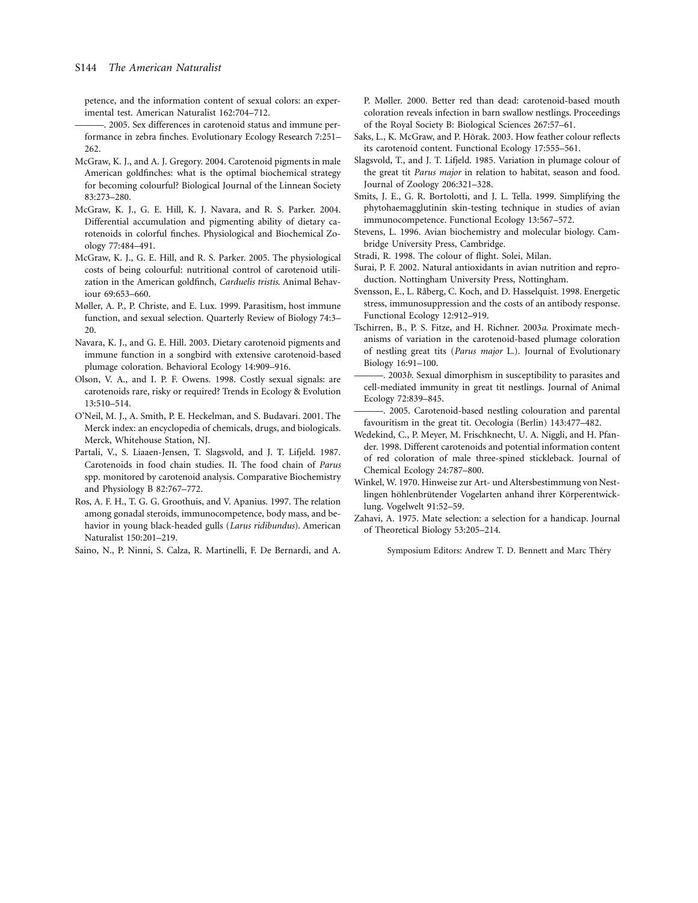petence, and the information content of sexual colors: an experimental test. American Naturalist 162:704–712.

———. 2005. Sex differences in carotenoid status and immune performance in zebra finches. Evolutionary Ecology Research 7:251–262.

McGraw, K. J., and A. J. Gregory. 2004. Carotenoid pigments in male American goldfinches: what is the optimal biochemical strategy for becoming colourful? Biological Journal of the Linnean Society 83:273–280.

McGraw, K. J., G. E. Hill, K. J. Navara, and R. S. Parker. 2004. Differential accumulation and pigmenting ability of dietary carotenoids in colorful finches. Physiological and Biochemical Zoology 77:484–491.

McGraw, K. J., G. E. Hill, and R. S. Parker. 2005. The physiological costs of being colourful: nutritional control of carotenoid utilization in the American goldfinch, *Carduelis tristis*. Animal Behaviour 69:653–660.

Møller, A. P., P. Christe, and E. Lux. 1999. Parasitism, host immune function, and sexual selection. Quarterly Review of Biology 74:3–20.

Navara, K. J., and G. E. Hill. 2003. Dietary carotenoid pigments and immune function in a songbird with extensive carotenoid-based plumage coloration. Behavioral Ecology 14:909–916.

Olson, V. A., and I. P. F. Owens. 1998. Costly sexual signals: are carotenoids rare, risky or required? Trends in Ecology & Evolution 13:510–514.

O'Neil, M. J., A. Smith, P. E. Heckelman, and S. Budavari. 2001. The Merck index: an encyclopedia of chemicals, drugs, and biologicals. Merck, Whitehouse Station, NJ.

Partali, V., S. Liaaen-Jensen, T. Slagsvold, and J. T. Lifjeld. 1987. Carotenoids in food chain studies. II. The food chain of *Parus* spp. monitored by carotenoid analysis. Comparative Biochemistry and Physiology B 82:767–772.

Ros, A. F. H., T. G. G. Groothuis, and V. Apanius. 1997. The relation among gonadal steroids, immunocompetence, body mass, and behavior in young black-headed gulls (*Larus ridibundus*). American Naturalist 150:201–219.

Saino, N., P. Ninni, S. Calza, R. Martinelli, F. De Bernardi, and A. P. Møller. 2000. Better red than dead: carotenoid-based mouth coloration reveals infection in barn swallow nestlings. Proceedings of the Royal Society B: Biological Sciences 267:57–61.

Saks, L., K. McGraw, and P. Hõrak. 2003. How feather colour reflects its carotenoid content. Functional Ecology 17:555–561.

Slagsvold, T., and J. T. Lifjeld. 1985. Variation in plumage colour of the great tit *Parus major* in relation to habitat, season and food. Journal of Zoology 206:321–328.

Smits, J. E., G. R. Bortolotti, and J. L. Tella. 1999. Simplifying the phytohaemagglutinin skin-testing technique in studies of avian immunocompetence. Functional Ecology 13:567–572.

Stevens, L. 1996. Avian biochemistry and molecular biology. Cambridge University Press, Cambridge.

Stradi, R. 1998. The colour of flight. Solei, Milan.

Surai, P. F. 2002. Natural antioxidants in avian nutrition and reproduction. Nottingham University Press, Nottingham.

Svensson, E., L. Råberg, C. Koch, and D. Hasselquist. 1998. Energetic stress, immunosuppression and the costs of an antibody response. Functional Ecology 12:912–919.

Tschirren, B., P. S. Fitze, and H. Richner. 2003*a*. Proximate mechanisms of variation in the carotenoid-based plumage coloration of nestling great tits (*Parus major* L.). Journal of Evolutionary Biology 16:91–100.

———. 2003*b*. Sexual dimorphism in susceptibility to parasites and cell-mediated immunity in great tit nestlings. Journal of Animal Ecology 72:839–845.

———. 2005. Carotenoid-based nestling colouration and parental favouritism in the great tit. Oecologia (Berlin) 143:477–482.

Wedekind, C., P. Meyer, M. Frischknecht, U. A. Niggli, and H. Pfander. 1998. Different carotenoids and potential information content of red coloration of male three-spined stickleback. Journal of Chemical Ecology 24:787–800.

Winkel, W. 1970. Hinweise zur Art- und Altersbestimmung von Nestlingen höhlenbrütender Vogelarten anhand ihrer Körperentwicklung. Vogelwelt 91:52–59.

Zahavi, A. 1975. Mate selection: a selection for a handicap. Journal of Theoretical Biology 53:205–214.

Symposium Editors: Andrew T. D. Bennett and Marc Théry